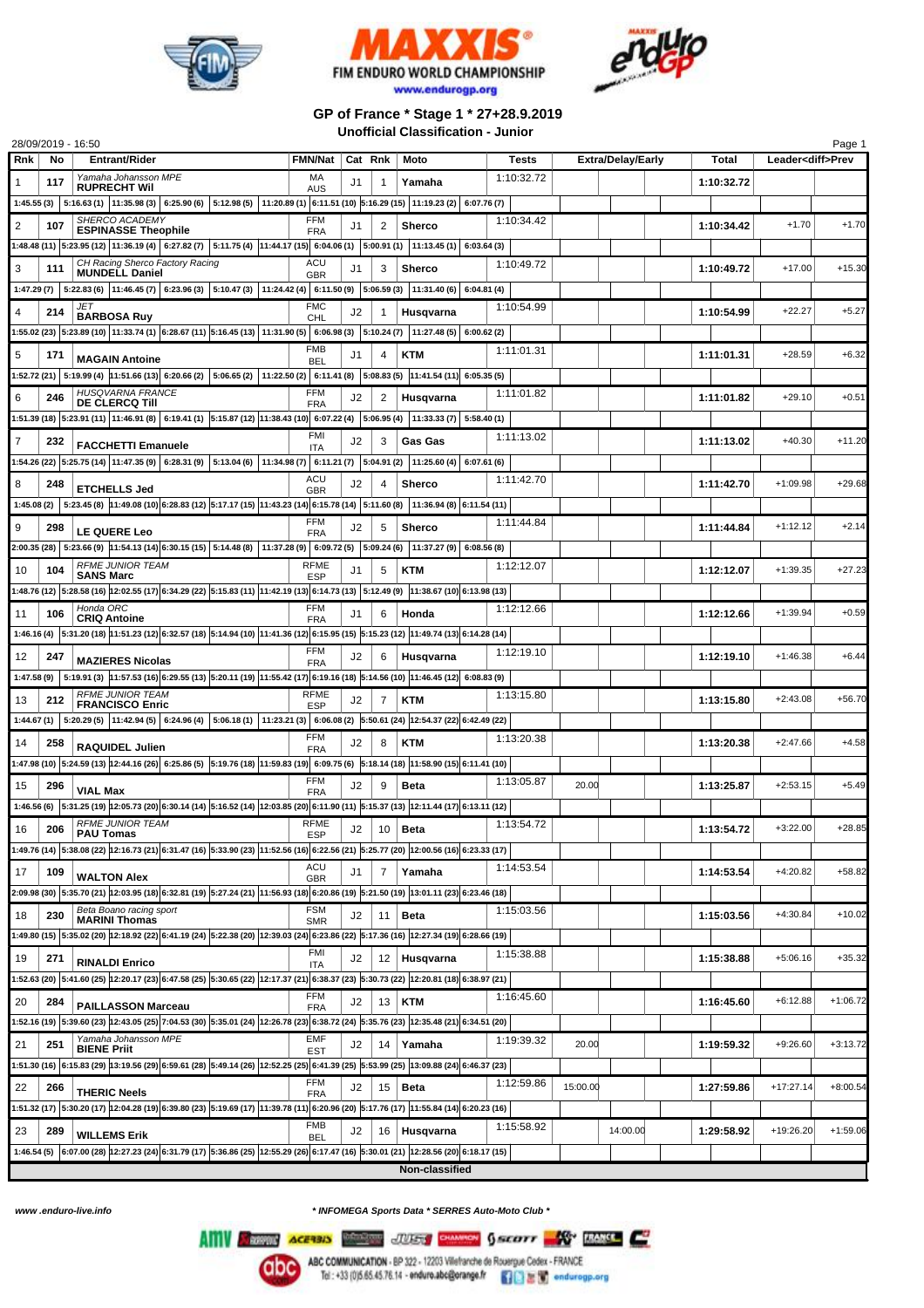FIM ENDURO WORLD CHAMPIONSHIP

www.endurogp.org

## GP of France * Stage 1 * 27+28.9.2019

### Unofficial Classification - Junior

28/09/2019 - 16:50

| Rnk | No | Entrant/Rider | FMN/Nat | Cat | Rnk | Moto | Tests | Extra/Delay/Early | | | Total | Leader<diff>Prev | |
|---|---|---|---|---|---|---|---|---|---|---|---|---|---|
| 1 | 117 | Yamaha Johansson MPE **RUPRECHT Wil** | MA AUS | J1 | 1 | Yamaha | 1:10:32.72 | | | | 1:10:32.72 | | |
| 1:45.55 (3) 5:16.63 (1) 11:35.98 (3) 6:25.90 (6) 5:12.98 (5) 11:20.89 (1) 6:11.51 (10) 5:16.29 (15) 11:19.23 (2) 6:07.76 (7) | | | | | | | | | | | | | |
| 2 | 107 | SHERCO ACADEMY **ESPINASSE Theophile** | FFM FRA | J1 | 2 | Sherco | 1:10:34.42 | | | | 1:10:34.42 | +1.70 | +1.70 |
| 1:48.48 (11) 5:23.95 (12) 11:36.19 (4) 6:27.82 (7) 5:11.75 (4) 11:44.17 (15) 6:04.06 (1) 5:00.91 (1) 11:13.45 (1) 6:03.64 (3) | | | | | | | | | | | | | |
| 3 | 111 | CH Racing Sherco Factory Racing **MUNDELL Daniel** | ACU GBR | J1 | 3 | Sherco | 1:10:49.72 | | | | 1:10:49.72 | +17.00 | +15.30 |
| 1:47.29 (7) 5:22.83 (6) 11:46.45 (7) 6:23.96 (3) 5:10.47 (3) 11:24.42 (4) 6:11.50 (9) 5:06.59 (3) 11:31.40 (6) 6:04.81 (4) | | | | | | | | | | | | | |
| 4 | 214 | JET **BARBOSA Ruy** | FMC CHL | J2 | 1 | Husqvarna | 1:10:54.99 | | | | 1:10:54.99 | +22.27 | +5.27 |
| 1:55.02 (23) 5:23.89 (10) 11:33.74 (1) 6:28.67 (11) 5:16.45 (13) 11:31.90 (5) 6:06.98 (3) 5:10.24 (7) 11:27.48 (5) 6:00.62 (2) | | | | | | | | | | | | | |
| 5 | 171 | **MAGAIN Antoine** | FMB BEL | J1 | 4 | KTM | 1:11:01.31 | | | | 1:11:01.31 | +28.59 | +6.32 |
| 1:52.72 (21) 5:19.99 (4) 11:51.66 (13) 6:20.66 (2) 5:06.65 (2) 11:22.50 (2) 6:11.41 (8) 5:08.83 (5) 11:41.54 (11) 6:05.35 (5) | | | | | | | | | | | | | |
| 6 | 246 | HUSQVARNA FRANCE **DE CLERCQ Till** | FFM FRA | J2 | 2 | Husqvarna | 1:11:01.82 | | | | 1:11:01.82 | +29.10 | +0.51 |
| 1:51.39 (18) 5:23.91 (11) 11:46.91 (8) 6:19.41 (1) 5:15.87 (12) 11:38.43 (10) 6:07.22 (4) 5:06.95 (4) 11:33.33 (7) 5:58.40 (1) | | | | | | | | | | | | | |
| 7 | 232 | **FACCHETTI Emanuele** | FMI ITA | J2 | 3 | Gas Gas | 1:11:13.02 | | | | 1:11:13.02 | +40.30 | +11.20 |
| 1:54.26 (22) 5:25.75 (14) 11:47.35 (9) 6:28.31 (9) 5:13.04 (6) 11:34.98 (7) 6:11.21 (7) 5:04.91 (2) 11:25.60 (4) 6:07.61 (6) | | | | | | | | | | | | | |
| 8 | 248 | **ETCHELLS Jed** | ACU GBR | J2 | 4 | Sherco | 1:11:42.70 | | | | 1:11:42.70 | +1:09.98 | +29.68 |
| 1:45.08 (2) 5:23.45 (8) 11:49.08 (10) 6:28.83 (12) 5:17.17 (15) 11:43.23 (14) 6:15.78 (14) 5:11.60 (8) 11:36.94 (8) 6:11.54 (11) | | | | | | | | | | | | | |
| 9 | 298 | **LE QUERE Leo** | FFM FRA | J2 | 5 | Sherco | 1:11:44.84 | | | | 1:11:44.84 | +1:12.12 | +2.14 |
| 2:00.35 (28) 5:23.66 (9) 11:54.13 (14) 6:30.15 (15) 5:14.48 (8) 11:37.28 (9) 6:09.72 (5) 5:09.24 (6) 11:37.27 (9) 6:08.56 (8) | | | | | | | | | | | | | |
| 10 | 104 | RFME JUNIOR TEAM **SANS Marc** | RFME ESP | J1 | 5 | KTM | 1:12:12.07 | | | | 1:12:12.07 | +1:39.35 | +27.23 |
| 1:48.76 (12) 5:28.58 (16) 12:02.55 (17) 6:34.29 (22) 5:15.83 (11) 11:42.19 (13) 6:14.73 (13) 5:12.49 (9) 11:38.67 (10) 6:13.98 (13) | | | | | | | | | | | | | |
| 11 | 106 | Honda ORC **CRIQ Antoine** | FFM FRA | J1 | 6 | Honda | 1:12:12.66 | | | | 1:12:12.66 | +1:39.94 | +0.59 |
| 1:46.16 (4) 5:31.20 (18) 11:51.23 (12) 6:32.57 (18) 5:14.94 (10) 11:41.36 (12) 6:15.95 (15) 5:15.23 (12) 11:49.74 (13) 6:14.28 (14) | | | | | | | | | | | | | |
| 12 | 247 | **MAZIERES Nicolas** | FFM FRA | J2 | 6 | Husqvarna | 1:12:19.10 | | | | 1:12:19.10 | +1:46.38 | +6.44 |
| 1:47.58 (9) 5:19.91 (3) 11:57.53 (16) 6:29.55 (13) 5:20.11 (19) 11:55.42 (17) 6:19.16 (18) 5:14.56 (10) 11:46.45 (12) 6:08.83 (9) | | | | | | | | | | | | | |
| 13 | 212 | RFME JUNIOR TEAM **FRANCISCO Enric** | RFME ESP | J2 | 7 | KTM | 1:13:15.80 | | | | 1:13:15.80 | +2:43.08 | +56.70 |
| 1:44.67 (1) 5:20.29 (5) 11:42.94 (5) 6:24.96 (4) 5:06.18 (1) 11:23.21 (3) 6:06.08 (2) 5:50.61 (24) 12:54.37 (22) 6:42.49 (22) | | | | | | | | | | | | | |
| 14 | 258 | **RAQUIDEL Julien** | FFM FRA | J2 | 8 | KTM | 1:13:20.38 | | | | 1:13:20.38 | +2:47.66 | +4.58 |
| 1:47.98 (10) 5:24.59 (13) 12:44.16 (26) 6:25.86 (5) 5:19.76 (18) 11:59.83 (19) 6:09.75 (6) 5:18.14 (18) 11:58.90 (15) 6:11.41 (10) | | | | | | | | | | | | | |
| 15 | 296 | **VIAL Max** | FFM FRA | J2 | 9 | Beta | 1:13:05.87 | 20.00 | | | 1:13:25.87 | +2:53.15 | +5.49 |
| 1:46.56 (6) 5:31.25 (19) 12:05.73 (20) 6:30.14 (14) 5:16.52 (14) 12:03.85 (20) 6:11.90 (11) 5:15.37 (13) 12:11.44 (17) 6:13.11 (12) | | | | | | | | | | | | | |
| 16 | 206 | RFME JUNIOR TEAM **PAU Tomas** | RFME ESP | J2 | 10 | Beta | 1:13:54.72 | | | | 1:13:54.72 | +3:22.00 | +28.85 |
| 1:49.76 (14) 5:38.08 (22) 12:16.73 (21) 6:31.47 (16) 5:33.90 (23) 11:52.56 (16) 6:22.56 (21) 5:25.77 (20) 12:00.56 (16) 6:23.33 (17) | | | | | | | | | | | | | |
| 17 | 109 | **WALTON Alex** | ACU GBR | J1 | 7 | Yamaha | 1:14:53.54 | | | | 1:14:53.54 | +4:20.82 | +58.82 |
| 2:09.98 (30) 5:35.70 (21) 12:03.95 (18) 6:32.81 (19) 5:27.24 (21) 11:56.93 (18) 6:20.86 (19) 5:21.50 (19) 13:01.11 (23) 6:23.46 (18) | | | | | | | | | | | | | |
| 18 | 230 | Beta Boano racing sport **MARINI Thomas** | FSM SMR | J2 | 11 | Beta | 1:15:03.56 | | | | 1:15:03.56 | +4:30.84 | +10.02 |
| 1:49.80 (15) 5:35.02 (20) 12:18.92 (22) 6:41.19 (24) 5:22.38 (20) 12:39.03 (24) 6:23.86 (22) 5:17.36 (16) 12:27.34 (19) 6:28.66 (19) | | | | | | | | | | | | | |
| 19 | 271 | **RINALDI Enrico** | FMI ITA | J2 | 12 | Husqvarna | 1:15:38.88 | | | | 1:15:38.88 | +5:06.16 | +35.32 |
| 1:52.63 (20) 5:41.60 (25) 12:20.17 (23) 6:47.58 (25) 5:30.65 (22) 12:17.37 (21) 6:38.37 (23) 5:30.73 (22) 12:20.81 (18) 6:38.97 (21) | | | | | | | | | | | | | |
| 20 | 284 | **PAILLASSON Marceau** | FFM FRA | J2 | 13 | KTM | 1:16:45.60 | | | | 1:16:45.60 | +6:12.88 | +1:06.72 |
| 1:52.16 (19) 5:39.60 (23) 12:43.05 (25) 7:04.53 (30) 5:35.01 (24) 12:26.78 (23) 6:38.72 (24) 5:35.76 (23) 12:35.48 (21) 6:34.51 (20) | | | | | | | | | | | | | |
| 21 | 251 | Yamaha Johansson MPE **BIENE Priit** | EMF EST | J2 | 14 | Yamaha | 1:19:39.32 | 20.00 | | | 1:19:59.32 | +9:26.60 | +3:13.72 |
| 1:51.30 (16) 6:15.83 (29) 13:19.56 (29) 6:59.61 (28) 5:49.14 (26) 12:52.25 (25) 6:41.39 (25) 5:53.99 (25) 13:09.88 (24) 6:46.37 (23) | | | | | | | | | | | | | |
| 22 | 266 | **THERIC Neels** | FFM FRA | J2 | 15 | Beta | 1:12:59.86 | 15:00.00 | | | 1:27:59.86 | +17:27.14 | +8:00.54 |
| 1:51.32 (17) 5:30.20 (17) 12:04.28 (19) 6:39.80 (23) 5:19.69 (17) 11:39.78 (11) 6:20.96 (20) 5:17.76 (17) 11:55.84 (14) 6:20.23 (16) | | | | | | | | | | | | | |
| 23 | 289 | **WILLEMS Erik** | FMB BEL | J2 | 16 | Husqvarna | 1:15:58.92 | | 14:00.00 | | 1:29:58.92 | +19:26.20 | +1:59.06 |
| 1:46.54 (5) 6:07.00 (28) 12:27.23 (24) 6:31.79 (17) 5:36.86 (25) 12:55.29 (26) 6:17.47 (16) 5:30.01 (21) 12:28.56 (20) 6:18.17 (15) | | | | | | | | | | | | | |

**Non-classified**

www.enduro-live.info

* INFOMEGA Sports Data * SERRES Auto-Moto Club *

ABC COMMUNICATION - BP 322 - 12203 Villefranche de Rouergue Cedex - FRANCE
Tel : +33 (0)5.65.45.76.14 - enduro.abc@orange.fr endurogp.org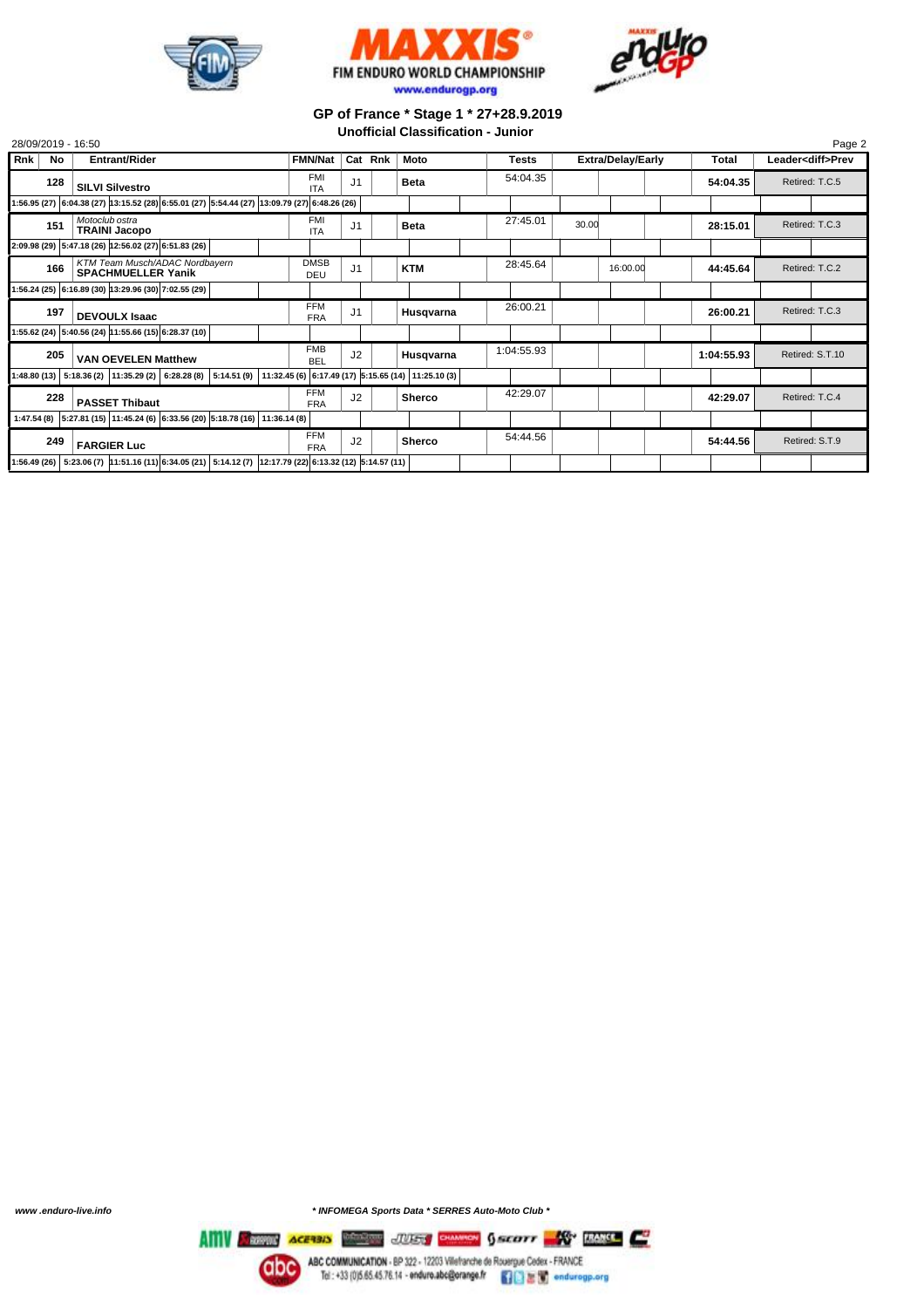FIM ENDURO WORLD CHAMPIONSHIP

www.endurogp.org

## GP of France * Stage 1 * 27+28.9.2019

### Unofficial Classification - Junior

28/09/2019 - 16:50

| Rnk | No | Entrant/Rider | FMN/Nat | Cat | Rnk | Moto | Tests | Extra/Delay/Early | | Total | Leader<diff>Prev |
|---|---|---|---|---|---|---|---|---|---|---|---|
| | 128 | SILVI Silvestro | FMI ITA | J1 | | Beta | 54:04.35 | | | 54:04.35 | Retired: T.C.5 |
| | | 1:56.95 (27) 6:04.38 (27) 13:15.52 (28) 6:55.01 (27) 5:54.44 (27) 13:09.79 (27) 6:48.26 (26) | | | | | | | | | |
| | 151 | *Motoclub ostra* TRAINI Jacopo | FMI ITA | J1 | | Beta | 27:45.01 | 30.00 | | 28:15.01 | Retired: T.C.3 |
| | | 2:09.98 (29) 5:47.18 (26) 12:56.02 (27) 6:51.83 (26) | | | | | | | | | |
| | 166 | *KTM Team Musch/ADAC Nordbayern* SPACHMUELLER Yanik | DMSB DEU | J1 | | KTM | 28:45.64 | | 16:00.00 | 44:45.64 | Retired: T.C.2 |
| | | 1:56.24 (25) 6:16.89 (30) 13:29.96 (30) 7:02.55 (29) | | | | | | | | | |
| | 197 | DEVOULX Isaac | FFM FRA | J1 | | Husqvarna | 26:00.21 | | | 26:00.21 | Retired: T.C.3 |
| | | 1:55.62 (24) 5:40.56 (24) 11:55.66 (15) 6:28.37 (10) | | | | | | | | | |
| | 205 | VAN OEVELEN Matthew | FMB BEL | J2 | | Husqvarna | 1:04:55.93 | | | 1:04:55.93 | Retired: S.T.10 |
| | | 1:48.80 (13) 5:18.36 (2) 11:35.29 (2) 6:28.28 (8) 5:14.51 (9) 11:32.45 (6) 6:17.49 (17) 5:15.65 (14) 11:25.10 (3) | | | | | | | | | |
| | 228 | PASSET Thibaut | FFM FRA | J2 | | Sherco | 42:29.07 | | | 42:29.07 | Retired: T.C.4 |
| | | 1:47.54 (8) 5:27.81 (15) 11:45.24 (6) 6:33.56 (20) 5:18.78 (16) 11:36.14 (8) | | | | | | | | | |
| | 249 | FARGIER Luc | FFM FRA | J2 | | Sherco | 54:44.56 | | | 54:44.56 | Retired: S.T.9 |
| | | 1:56.49 (26) 5:23.06 (7) 11:51.16 (11) 6:34.05 (21) 5:14.12 (7) 12:17.79 (22) 6:13.32 (12) 5:14.57 (11) | | | | | | | | | |

www .enduro-live.info

* INFOMEGA Sports Data * SERRES Auto-Moto Club *

ABC COMMUNICATION - BP 322 - 12203 Villefranche de Rouergue Cedex - FRANCE
Tel : +33 (0)5.65.45.76.14 - enduro.abc@orange.fr endurogp.org